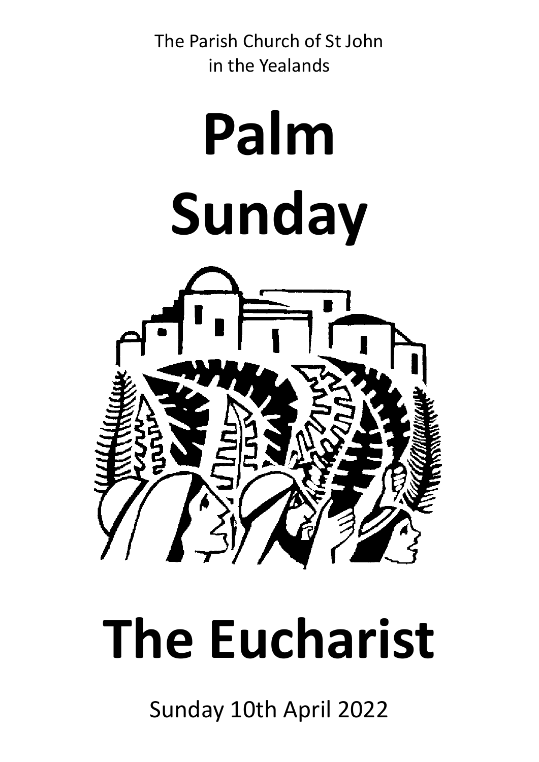The Parish Church of St John
in the Yealands

# Palm Sunday

# The Eucharist

Sunday 10th April 2022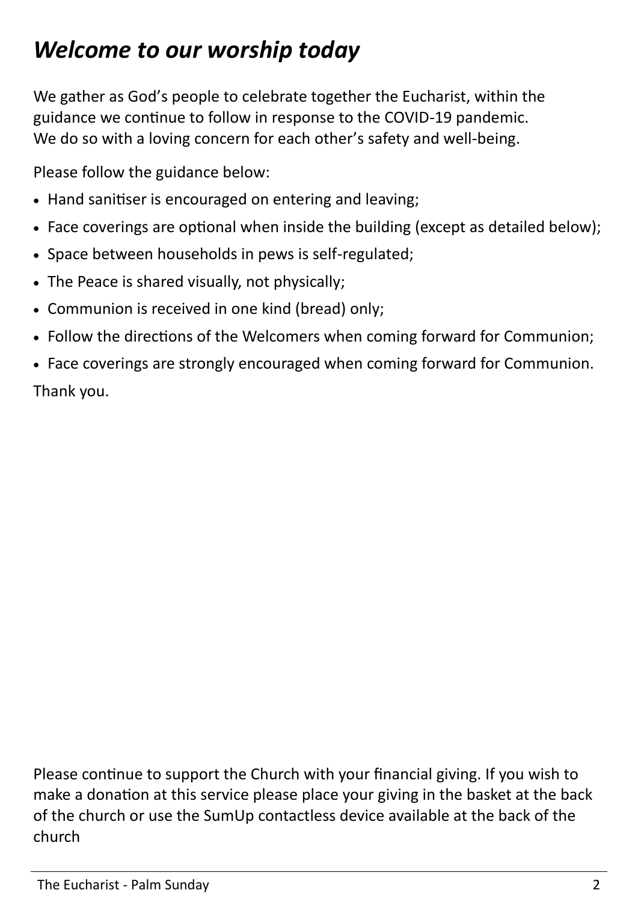# *Welcome to our worship today*

We gather as God's people to celebrate together the Eucharist, within the guidance we continue to follow in response to the COVID-19 pandemic. We do so with a loving concern for each other's safety and well-being.

Please follow the guidance below:

- Hand sanitiser is encouraged on entering and leaving;
- Face coverings are optional when inside the building (except as detailed below);
- Space between households in pews is self-regulated;
- The Peace is shared visually, not physically;
- Communion is received in one kind (bread) only;
- Follow the directions of the Welcomers when coming forward for Communion;
- Face coverings are strongly encouraged when coming forward for Communion.

Thank you.

Please continue to support the Church with your financial giving. If you wish to make a donation at this service please place your giving in the basket at the back of the church or use the SumUp contactless device available at the back of the church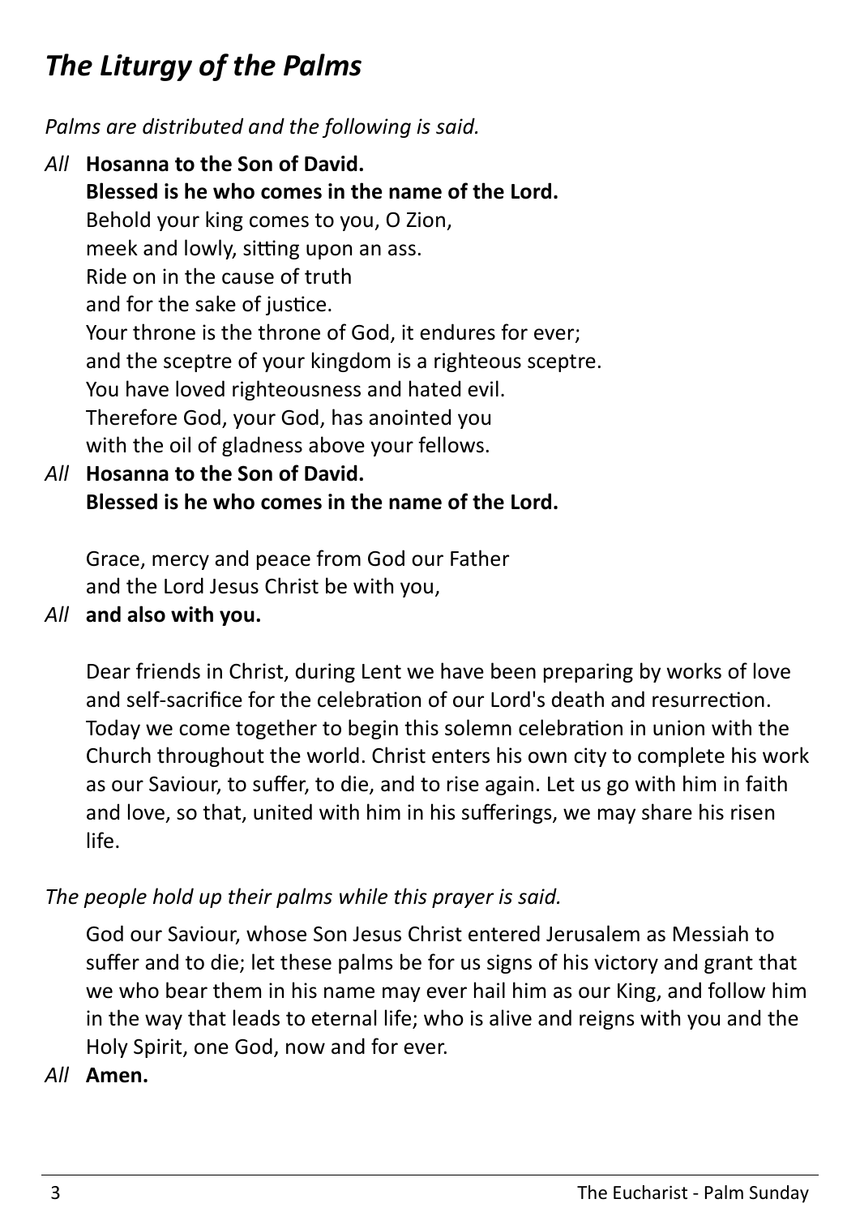## *The Liturgy of the Palms*

*Palms are distributed and the following is said.*

*All* **Hosanna to the Son of David.**
**Blessed is he who comes in the name of the Lord.**
Behold your king comes to you, O Zion,
meek and lowly, sitting upon an ass.
Ride on in the cause of truth
and for the sake of justice.
Your throne is the throne of God, it endures for ever;
and the sceptre of your kingdom is a righteous sceptre.
You have loved righteousness and hated evil.
Therefore God, your God, has anointed you
with the oil of gladness above your fellows.

*All* **Hosanna to the Son of David.**
**Blessed is he who comes in the name of the Lord.**

Grace, mercy and peace from God our Father
and the Lord Jesus Christ be with you,

*All* **and also with you.**

Dear friends in Christ, during Lent we have been preparing by works of love and self-sacrifice for the celebration of our Lord's death and resurrection. Today we come together to begin this solemn celebration in union with the Church throughout the world. Christ enters his own city to complete his work as our Saviour, to suffer, to die, and to rise again. Let us go with him in faith and love, so that, united with him in his sufferings, we may share his risen life.

*The people hold up their palms while this prayer is said.*

God our Saviour, whose Son Jesus Christ entered Jerusalem as Messiah to suffer and to die; let these palms be for us signs of his victory and grant that we who bear them in his name may ever hail him as our King, and follow him in the way that leads to eternal life; who is alive and reigns with you and the Holy Spirit, one God, now and for ever.

*All* **Amen.**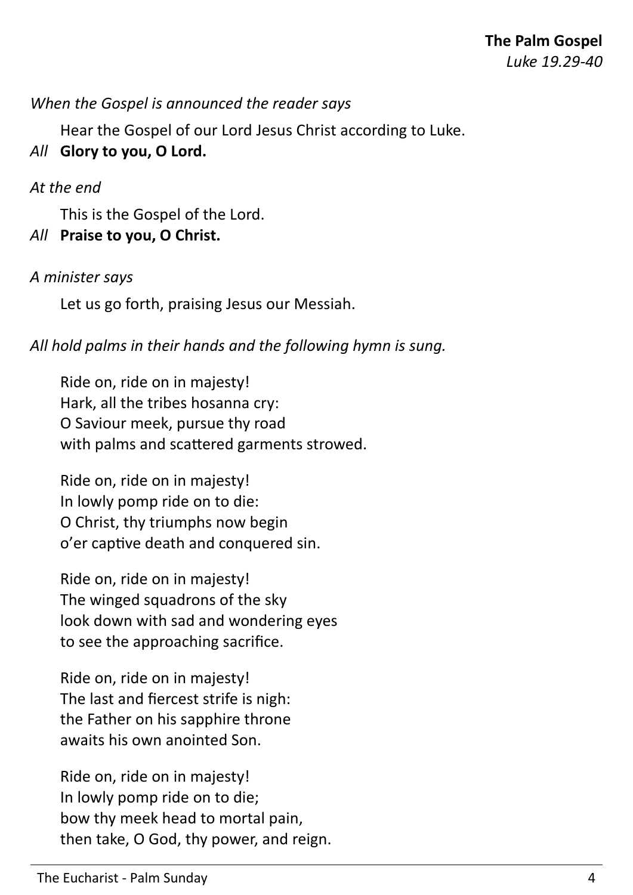**The Palm Gospel**
*Luke 19.29-40*

*When the Gospel is announced the reader says*

Hear the Gospel of our Lord Jesus Christ according to Luke.

*All* **Glory to you, O Lord.**

*At the end*

This is the Gospel of the Lord.

*All* **Praise to you, O Christ.**

*A minister says*

Let us go forth, praising Jesus our Messiah.

*All hold palms in their hands and the following hymn is sung.*

Ride on, ride on in majesty!
Hark, all the tribes hosanna cry:
O Saviour meek, pursue thy road
with palms and scattered garments strowed.

Ride on, ride on in majesty!
In lowly pomp ride on to die:
O Christ, thy triumphs now begin
o'er captive death and conquered sin.

Ride on, ride on in majesty!
The winged squadrons of the sky
look down with sad and wondering eyes
to see the approaching sacrifice.

Ride on, ride on in majesty!
The last and fiercest strife is nigh:
the Father on his sapphire throne
awaits his own anointed Son.

Ride on, ride on in majesty!
In lowly pomp ride on to die;
bow thy meek head to mortal pain,
then take, O God, thy power, and reign.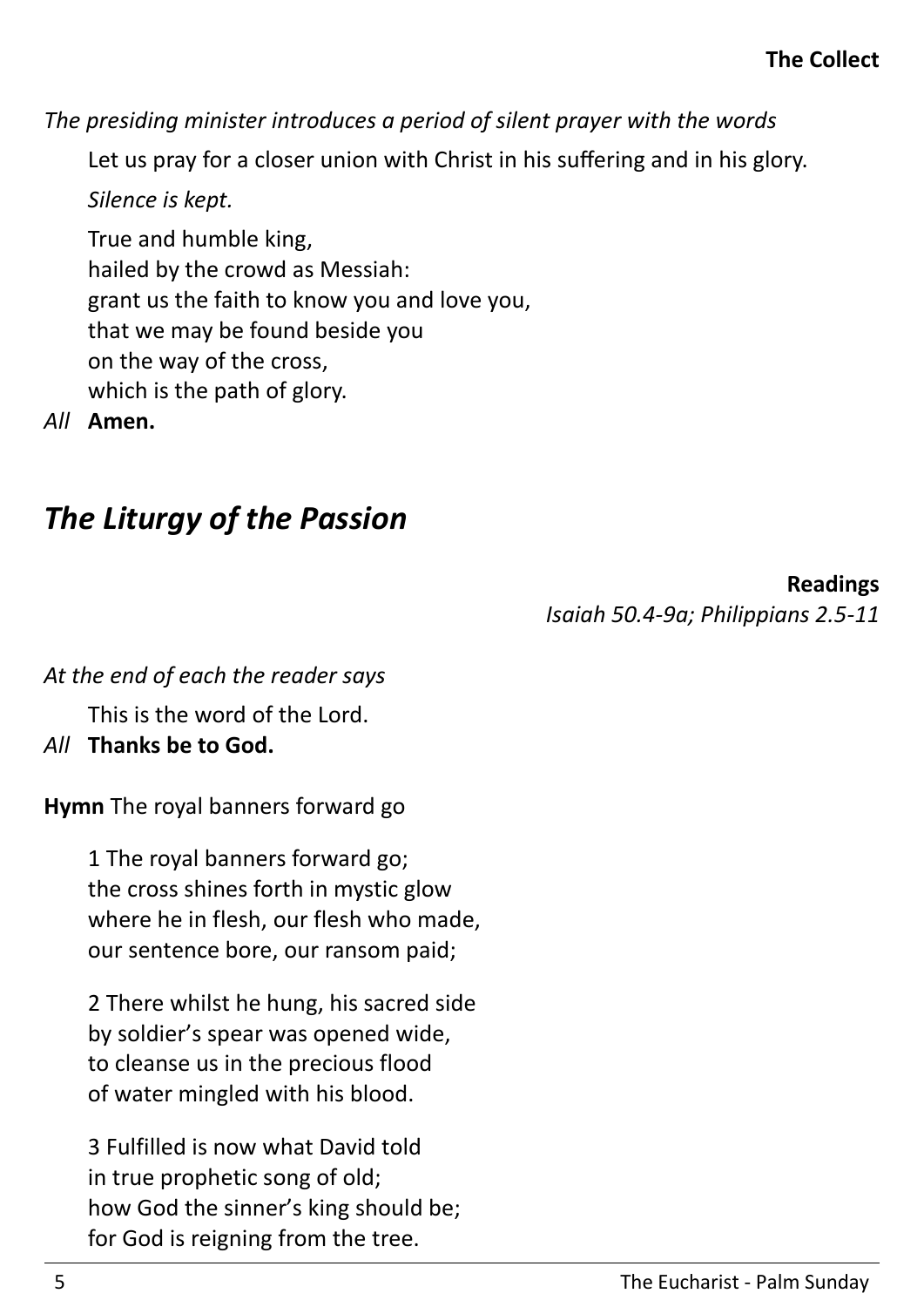**The Collect**

*The presiding minister introduces a period of silent prayer with the words*

Let us pray for a closer union with Christ in his suffering and in his glory.

*Silence is kept.*

True and humble king,
hailed by the crowd as Messiah:
grant us the faith to know you and love you,
that we may be found beside you
on the way of the cross,
which is the path of glory.

*All* **Amen.**

## *The Liturgy of the Passion*

**Readings**
*Isaiah 50.4-9a; Philippians 2.5-11*

*At the end of each the reader says*

This is the word of the Lord.

*All* **Thanks be to God.**

**Hymn** The royal banners forward go

1 The royal banners forward go;
the cross shines forth in mystic glow
where he in flesh, our flesh who made,
our sentence bore, our ransom paid;

2 There whilst he hung, his sacred side
by soldier's spear was opened wide,
to cleanse us in the precious flood
of water mingled with his blood.

3 Fulfilled is now what David told
in true prophetic song of old;
how God the sinner's king should be;
for God is reigning from the tree.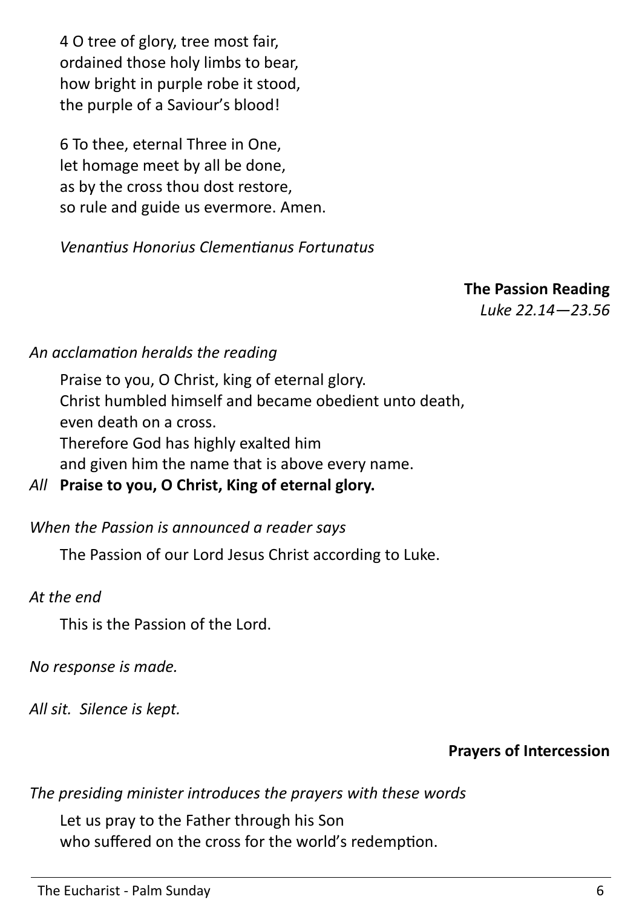4 O tree of glory, tree most fair,
ordained those holy limbs to bear,
how bright in purple robe it stood,
the purple of a Saviour's blood!

6 To thee, eternal Three in One,
let homage meet by all be done,
as by the cross thou dost restore,
so rule and guide us evermore. Amen.

*Venantius Honorius Clementianus Fortunatus*

## The Passion Reading

*Luke 22.14—23.56*

*An acclamation heralds the reading*

Praise to you, O Christ, king of eternal glory.
Christ humbled himself and became obedient unto death,
even death on a cross.
Therefore God has highly exalted him
and given him the name that is above every name.

*All* **Praise to you, O Christ, King of eternal glory.**

*When the Passion is announced a reader says*

The Passion of our Lord Jesus Christ according to Luke.

*At the end*

This is the Passion of the Lord.

*No response is made.*

*All sit. Silence is kept.*

## Prayers of Intercession

*The presiding minister introduces the prayers with these words*

Let us pray to the Father through his Son
who suffered on the cross for the world's redemption.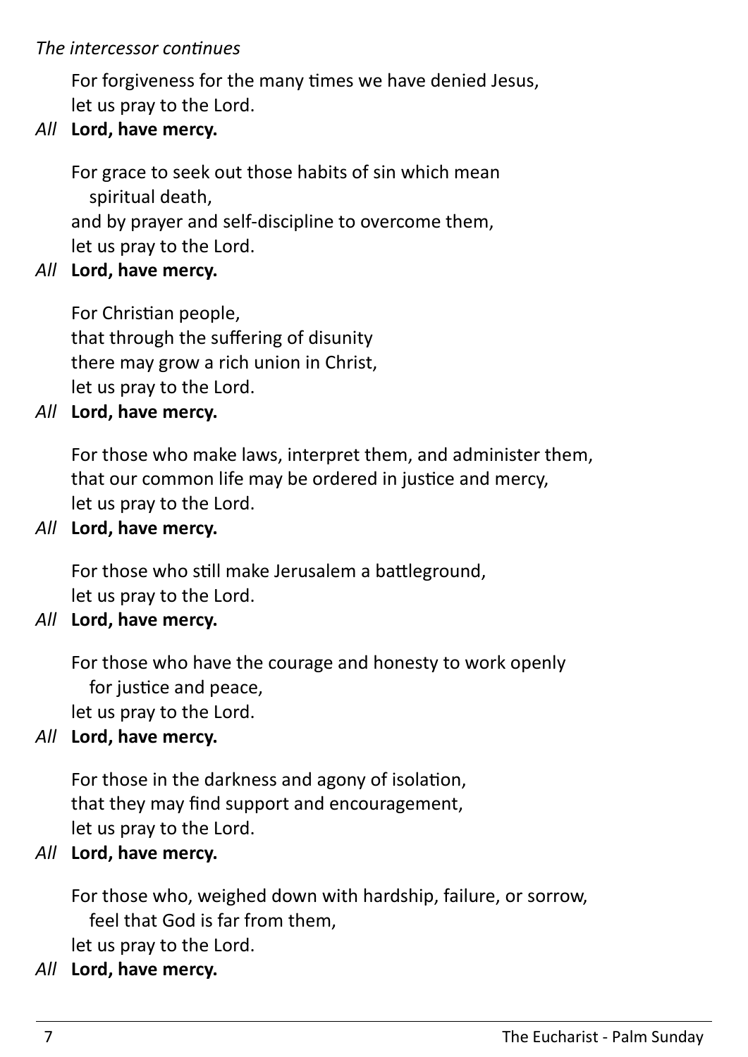*The intercessor continues*

For forgiveness for the many times we have denied Jesus,
let us pray to the Lord.

*All* **Lord, have mercy.**

For grace to seek out those habits of sin which mean
spiritual death,
and by prayer and self-discipline to overcome them,
let us pray to the Lord.

*All* **Lord, have mercy.**

For Christian people,
that through the suffering of disunity
there may grow a rich union in Christ,
let us pray to the Lord.

*All* **Lord, have mercy.**

For those who make laws, interpret them, and administer them,
that our common life may be ordered in justice and mercy,
let us pray to the Lord.

*All* **Lord, have mercy.**

For those who still make Jerusalem a battleground,
let us pray to the Lord.

*All* **Lord, have mercy.**

For those who have the courage and honesty to work openly
for justice and peace,
let us pray to the Lord.

*All* **Lord, have mercy.**

For those in the darkness and agony of isolation,
that they may find support and encouragement,
let us pray to the Lord.

*All* **Lord, have mercy.**

For those who, weighed down with hardship, failure, or sorrow,
feel that God is far from them,
let us pray to the Lord.

*All* **Lord, have mercy.**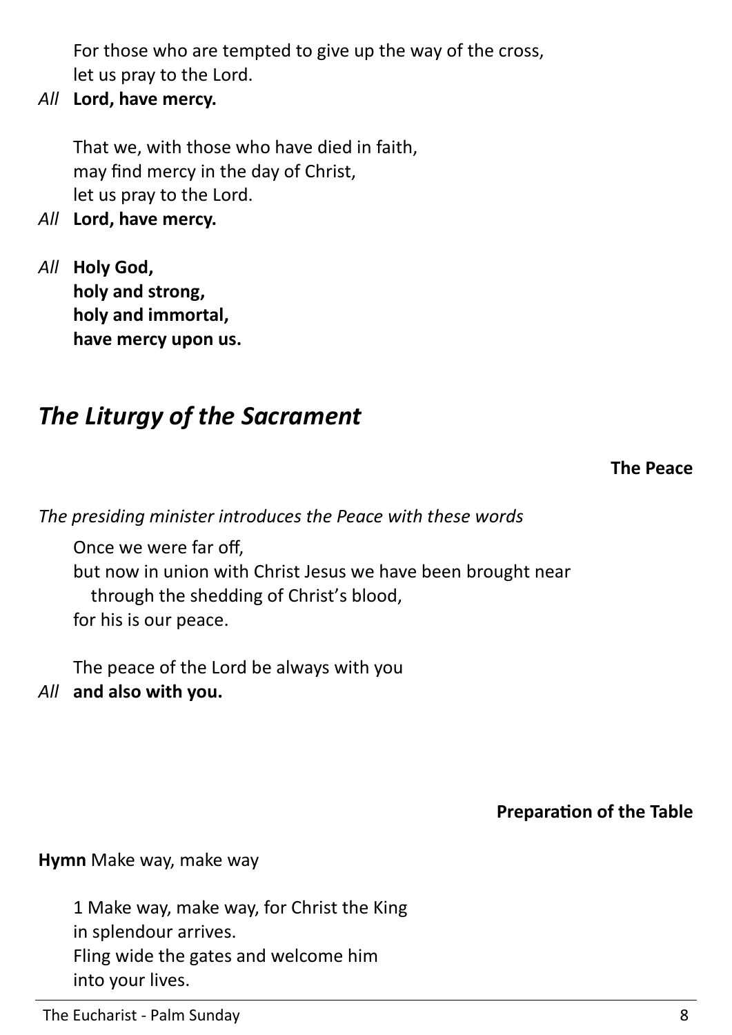For those who are tempted to give up the way of the cross,
let us pray to the Lord.

*All* **Lord, have mercy.**

That we, with those who have died in faith,
may find mercy in the day of Christ,
let us pray to the Lord.

*All* **Lord, have mercy.**

*All* **Holy God,**
**holy and strong,**
**holy and immortal,**
**have mercy upon us.**

## *The Liturgy of the Sacrament*

**The Peace**

*The presiding minister introduces the Peace with these words*

Once we were far off,
but now in union with Christ Jesus we have been brought near
through the shedding of Christ's blood,
for his is our peace.

The peace of the Lord be always with you

*All* **and also with you.**

**Preparation of the Table**

**Hymn** Make way, make way

1 Make way, make way, for Christ the King
in splendour arrives.
Fling wide the gates and welcome him
into your lives.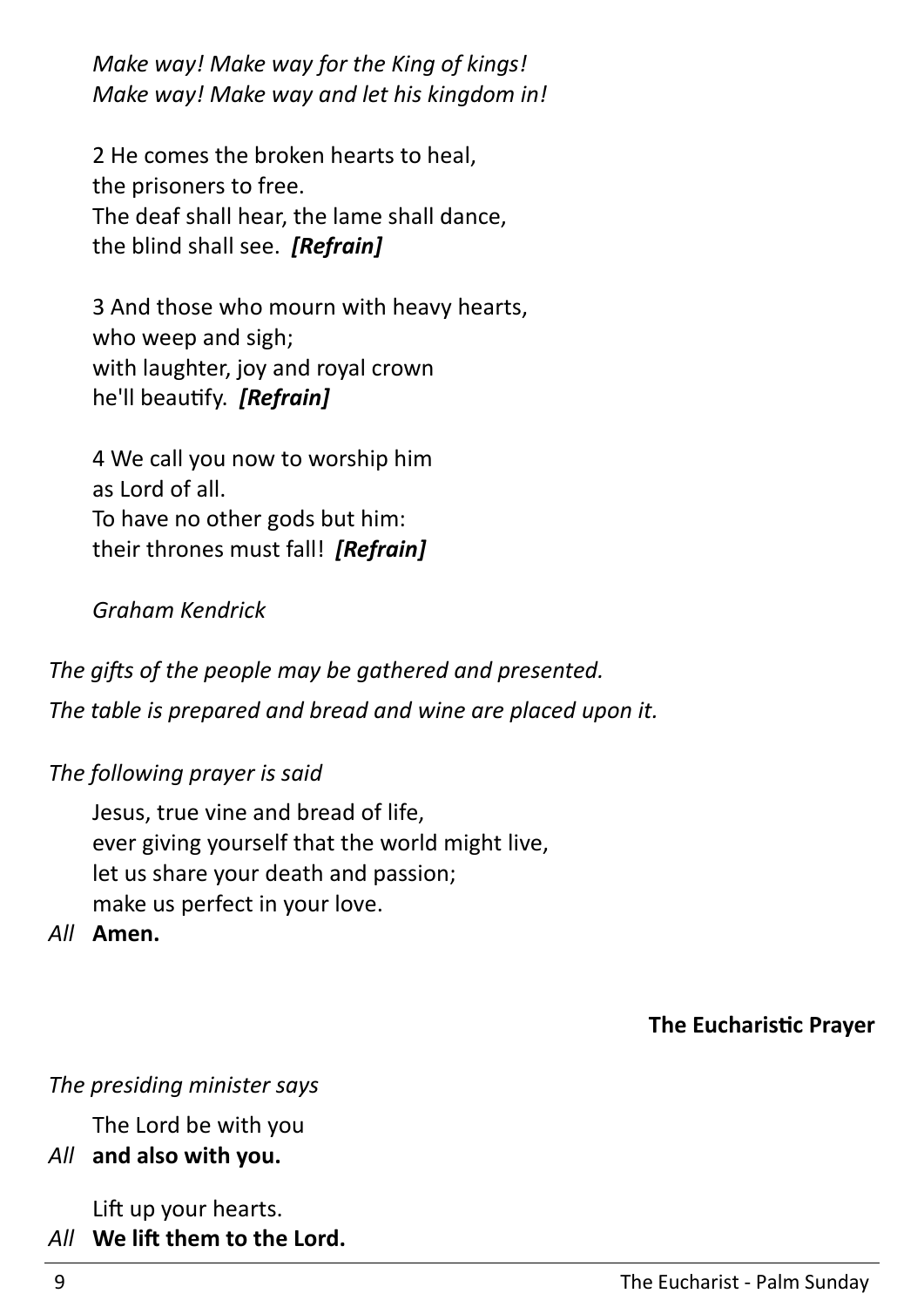*Make way! Make way for the King of kings!*
*Make way! Make way and let his kingdom in!*

2 He comes the broken hearts to heal,
the prisoners to free.
The deaf shall hear, the lame shall dance,
the blind shall see. ***[Refrain]***

3 And those who mourn with heavy hearts,
who weep and sigh;
with laughter, joy and royal crown
he'll beautify. ***[Refrain]***

4 We call you now to worship him
as Lord of all.
To have no other gods but him:
their thrones must fall! ***[Refrain]***

*Graham Kendrick*

*The gifts of the people may be gathered and presented.*

*The table is prepared and bread and wine are placed upon it.*

*The following prayer is said*

Jesus, true vine and bread of life,
ever giving yourself that the world might live,
let us share your death and passion;
make us perfect in your love.

*All* **Amen.**

### The Eucharistic Prayer

*The presiding minister says*

The Lord be with you

*All* **and also with you.**

Lift up your hearts.

*All* **We lift them to the Lord.**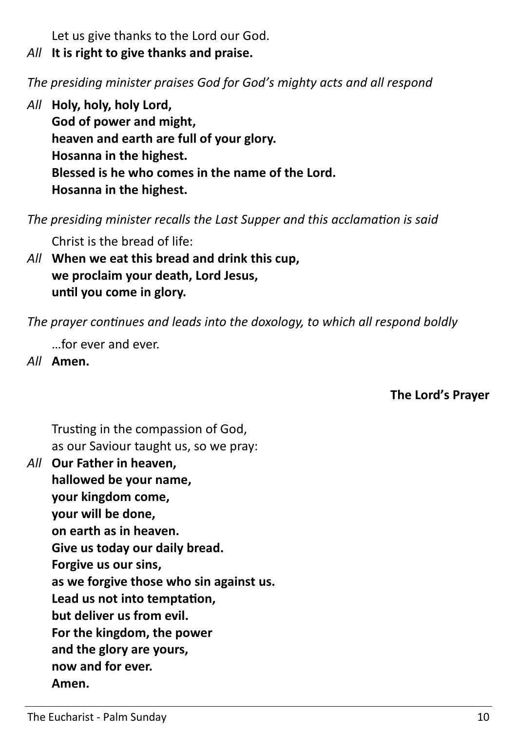Let us give thanks to the Lord our God.

*All* **It is right to give thanks and praise.**

*The presiding minister praises God for God's mighty acts and all respond*

*All* **Holy, holy, holy Lord,**
**God of power and might,**
**heaven and earth are full of your glory.**
**Hosanna in the highest.**
**Blessed is he who comes in the name of the Lord.**
**Hosanna in the highest.**

*The presiding minister recalls the Last Supper and this acclamation is said*

Christ is the bread of life:

*All* **When we eat this bread and drink this cup,**
**we proclaim your death, Lord Jesus,**
**until you come in glory.**

*The prayer continues and leads into the doxology, to which all respond boldly*

…for ever and ever.

*All* **Amen.**

### The Lord's Prayer

Trusting in the compassion of God,
as our Saviour taught us, so we pray:

*All* **Our Father in heaven,**
**hallowed be your name,**
**your kingdom come,**
**your will be done,**
**on earth as in heaven.**
**Give us today our daily bread.**
**Forgive us our sins,**
**as we forgive those who sin against us.**
**Lead us not into temptation,**
**but deliver us from evil.**
**For the kingdom, the power**
**and the glory are yours,**
**now and for ever.**
**Amen.**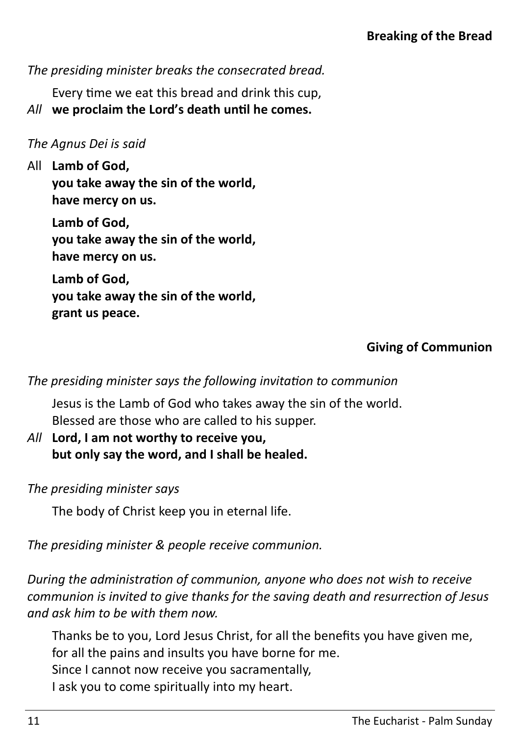### Breaking of the Bread

*The presiding minister breaks the consecrated bread.*

Every time we eat this bread and drink this cup,

*All* **we proclaim the Lord's death until he comes.**

*The Agnus Dei is said*

All **Lamb of God,**
**you take away the sin of the world,**
**have mercy on us.**

**Lamb of God,**
**you take away the sin of the world,**
**have mercy on us.**

**Lamb of God,**
**you take away the sin of the world,**
**grant us peace.**

### Giving of Communion

*The presiding minister says the following invitation to communion*

Jesus is the Lamb of God who takes away the sin of the world.
Blessed are those who are called to his supper.

*All* **Lord, I am not worthy to receive you,**
**but only say the word, and I shall be healed.**

*The presiding minister says*

The body of Christ keep you in eternal life.

*The presiding minister & people receive communion.*

*During the administration of communion, anyone who does not wish to receive communion is invited to give thanks for the saving death and resurrection of Jesus and ask him to be with them now.*

Thanks be to you, Lord Jesus Christ, for all the benefits you have given me,
for all the pains and insults you have borne for me.
Since I cannot now receive you sacramentally,
I ask you to come spiritually into my heart.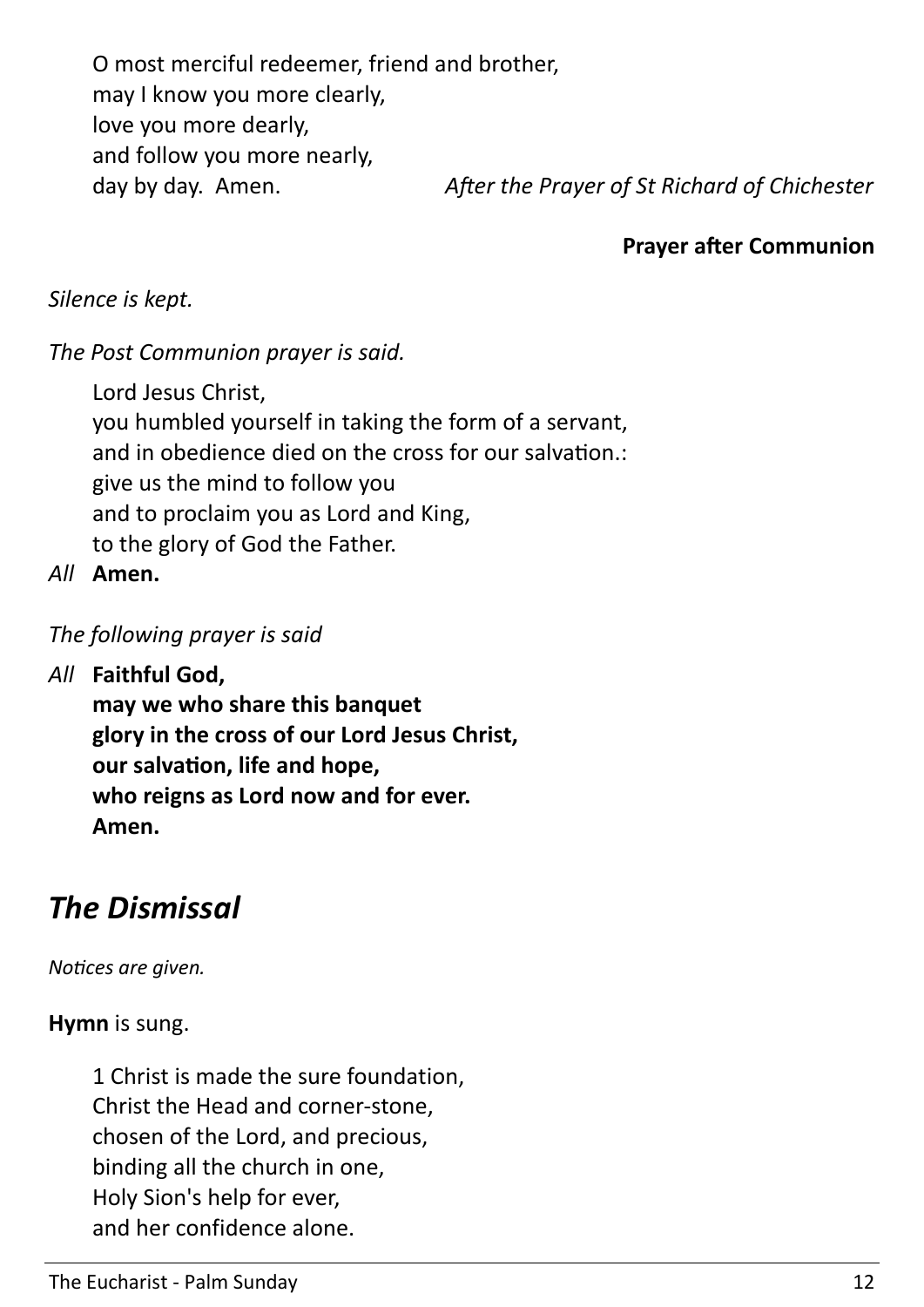O most merciful redeemer, friend and brother,
may I know you more clearly,
love you more dearly,
and follow you more nearly,
day by day. Amen. *After the Prayer of St Richard of Chichester*

**Prayer after Communion**

*Silence is kept.*

*The Post Communion prayer is said.*

Lord Jesus Christ,
you humbled yourself in taking the form of a servant,
and in obedience died on the cross for our salvation.:
give us the mind to follow you
and to proclaim you as Lord and King,
to the glory of God the Father.

*All* **Amen.**

*The following prayer is said*

*All* **Faithful God,**
**may we who share this banquet**
**glory in the cross of our Lord Jesus Christ,**
**our salvation, life and hope,**
**who reigns as Lord now and for ever.**
**Amen.**

## *The Dismissal*

*Notices are given.*

**Hymn** is sung.

1 Christ is made the sure foundation,
Christ the Head and corner-stone,
chosen of the Lord, and precious,
binding all the church in one,
Holy Sion's help for ever,
and her confidence alone.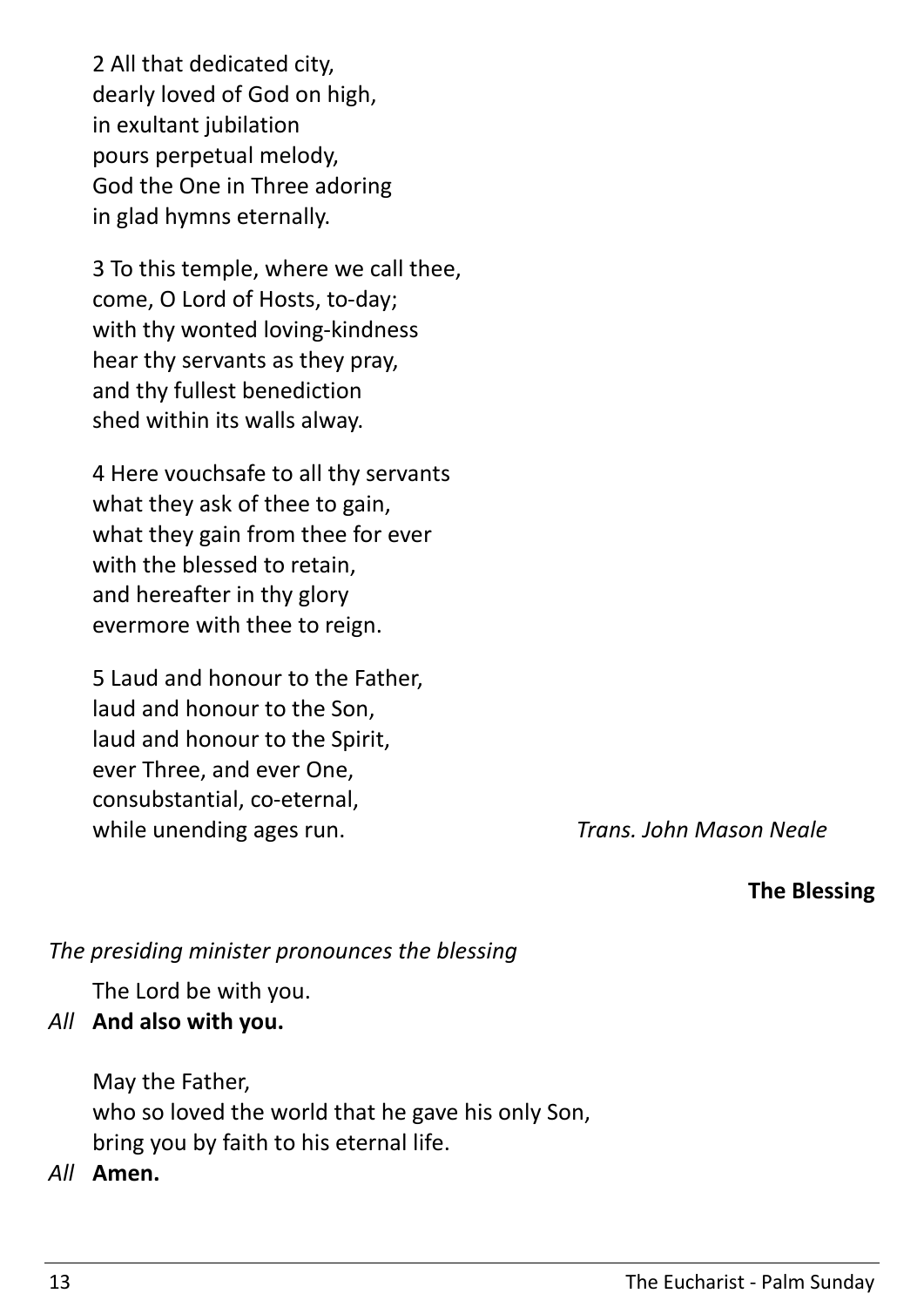2 All that dedicated city,
dearly loved of God on high,
in exultant jubilation
pours perpetual melody,
God the One in Three adoring
in glad hymns eternally.

3 To this temple, where we call thee,
come, O Lord of Hosts, to-day;
with thy wonted loving-kindness
hear thy servants as they pray,
and thy fullest benediction
shed within its walls alway.

4 Here vouchsafe to all thy servants
what they ask of thee to gain,
what they gain from thee for ever
with the blessed to retain,
and hereafter in thy glory
evermore with thee to reign.

5 Laud and honour to the Father,
laud and honour to the Son,
laud and honour to the Spirit,
ever Three, and ever One,
consubstantial, co-eternal,
while unending ages run.

*Trans. John Mason Neale*

**The Blessing**

*The presiding minister pronounces the blessing*

The Lord be with you.

*All* **And also with you.**

May the Father,
who so loved the world that he gave his only Son,
bring you by faith to his eternal life.

*All* **Amen.**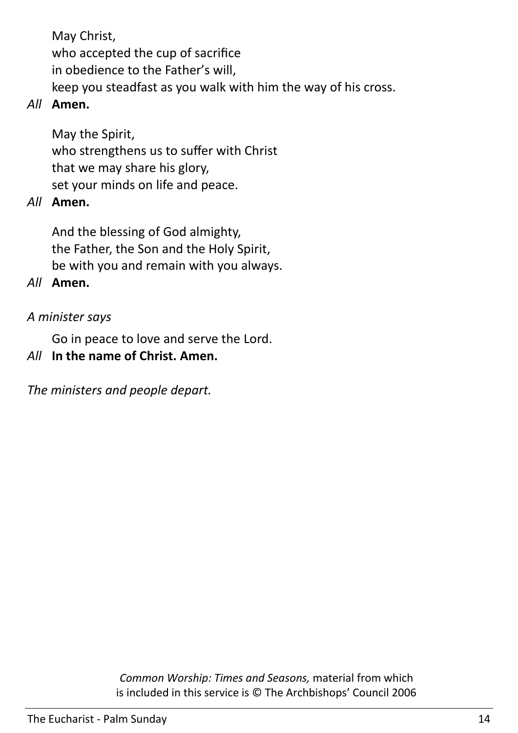May Christ,
who accepted the cup of sacrifice
in obedience to the Father's will,
keep you steadfast as you walk with him the way of his cross.

*All* **Amen.**

May the Spirit,
who strengthens us to suffer with Christ
that we may share his glory,
set your minds on life and peace.

*All* **Amen.**

And the blessing of God almighty,
the Father, the Son and the Holy Spirit,
be with you and remain with you always.

*All* **Amen.**

*A minister says*

Go in peace to love and serve the Lord.

*All* **In the name of Christ. Amen.**

*The ministers and people depart.*

*Common Worship: Times and Seasons,* material from which is included in this service is © The Archbishops' Council 2006